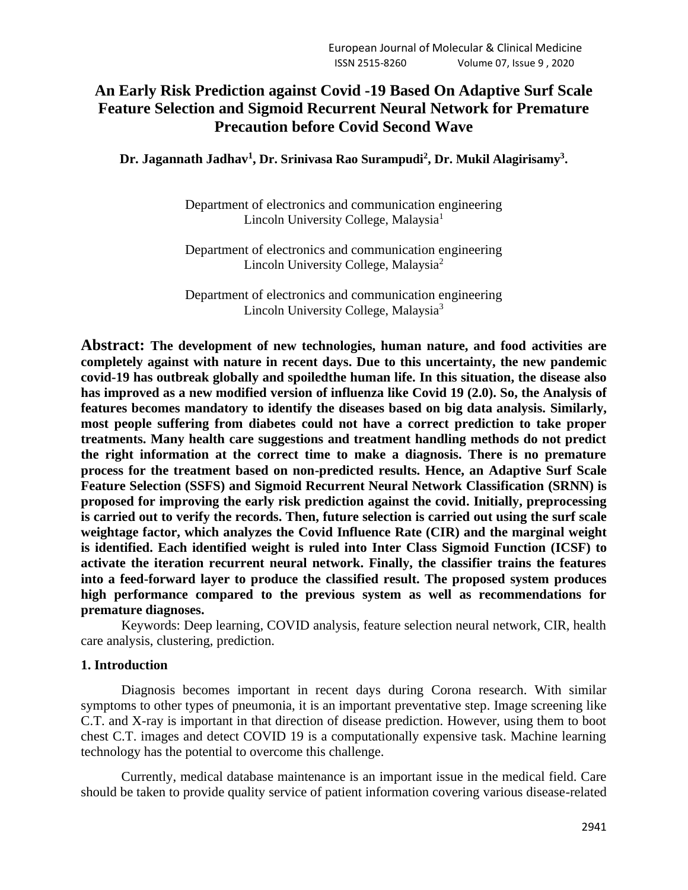# An Early Risk Prediction against Covid -19 Based On Adaptive Surf Scale Feature Selection and Sigmoid Recurrent Neural Network for Premature Precaution before Covid Second Wave

**Dr. Jagannath Jadhav[1], Dr. Srinivasa Rao Surampudi[2], Dr. Mukil Alagirisamy[3].**

Department of electronics and communication engineering
Lincoln University College, Malaysia[1]

Department of electronics and communication engineering
Lincoln University College, Malaysia[2]

Department of electronics and communication engineering
Lincoln University College, Malaysia[3]

**Abstract: The development of new technologies, human nature, and food activities are completely against with nature in recent days. Due to this uncertainty, the new pandemic covid-19 has outbreak globally and spoiledthe human life. In this situation, the disease also has improved as a new modified version of influenza like Covid 19 (2.0). So, the Analysis of features becomes mandatory to identify the diseases based on big data analysis. Similarly, most people suffering from diabetes could not have a correct prediction to take proper treatments. Many health care suggestions and treatment handling methods do not predict the right information at the correct time to make a diagnosis. There is no premature process for the treatment based on non-predicted results. Hence, an Adaptive Surf Scale Feature Selection (SSFS) and Sigmoid Recurrent Neural Network Classification (SRNN) is proposed for improving the early risk prediction against the covid. Initially, preprocessing is carried out to verify the records. Then, future selection is carried out using the surf scale weightage factor, which analyzes the Covid Influence Rate (CIR) and the marginal weight is identified. Each identified weight is ruled into Inter Class Sigmoid Function (ICSF) to activate the iteration recurrent neural network. Finally, the classifier trains the features into a feed-forward layer to produce the classified result. The proposed system produces high performance compared to the previous system as well as recommendations for premature diagnoses.**

Keywords: Deep learning, COVID analysis, feature selection neural network, CIR, health care analysis, clustering, prediction.

## 1. Introduction

Diagnosis becomes important in recent days during Corona research. With similar symptoms to other types of pneumonia, it is an important preventative step. Image screening like C.T. and X-ray is important in that direction of disease prediction. However, using them to boot chest C.T. images and detect COVID 19 is a computationally expensive task. Machine learning technology has the potential to overcome this challenge.

Currently, medical database maintenance is an important issue in the medical field. Care should be taken to provide quality service of patient information covering various disease-related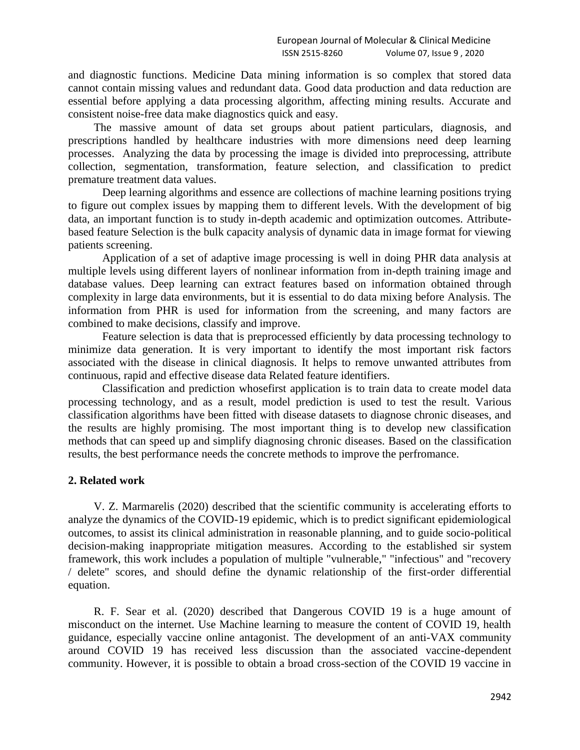and diagnostic functions. Medicine Data mining information is so complex that stored data cannot contain missing values and redundant data. Good data production and data reduction are essential before applying a data processing algorithm, affecting mining results. Accurate and consistent noise-free data make diagnostics quick and easy.

The massive amount of data set groups about patient particulars, diagnosis, and prescriptions handled by healthcare industries with more dimensions need deep learning processes. Analyzing the data by processing the image is divided into preprocessing, attribute collection, segmentation, transformation, feature selection, and classification to predict premature treatment data values.

Deep learning algorithms and essence are collections of machine learning positions trying to figure out complex issues by mapping them to different levels. With the development of big data, an important function is to study in-depth academic and optimization outcomes. Attribute-based feature Selection is the bulk capacity analysis of dynamic data in image format for viewing patients screening.

Application of a set of adaptive image processing is well in doing PHR data analysis at multiple levels using different layers of nonlinear information from in-depth training image and database values. Deep learning can extract features based on information obtained through complexity in large data environments, but it is essential to do data mixing before Analysis. The information from PHR is used for information from the screening, and many factors are combined to make decisions, classify and improve.

Feature selection is data that is preprocessed efficiently by data processing technology to minimize data generation. It is very important to identify the most important risk factors associated with the disease in clinical diagnosis. It helps to remove unwanted attributes from continuous, rapid and effective disease data Related feature identifiers.

Classification and prediction whosefirst application is to train data to create model data processing technology, and as a result, model prediction is used to test the result. Various classification algorithms have been fitted with disease datasets to diagnose chronic diseases, and the results are highly promising. The most important thing is to develop new classification methods that can speed up and simplify diagnosing chronic diseases. Based on the classification results, the best performance needs the concrete methods to improve the perfromance.

## 2. Related work

V. Z. Marmarelis (2020) described that the scientific community is accelerating efforts to analyze the dynamics of the COVID-19 epidemic, which is to predict significant epidemiological outcomes, to assist its clinical administration in reasonable planning, and to guide socio-political decision-making inappropriate mitigation measures. According to the established sir system framework, this work includes a population of multiple "vulnerable," "infectious" and "recovery / delete" scores, and should define the dynamic relationship of the first-order differential equation.

R. F. Sear et al. (2020) described that Dangerous COVID 19 is a huge amount of misconduct on the internet. Use Machine learning to measure the content of COVID 19, health guidance, especially vaccine online antagonist. The development of an anti-VAX community around COVID 19 has received less discussion than the associated vaccine-dependent community. However, it is possible to obtain a broad cross-section of the COVID 19 vaccine in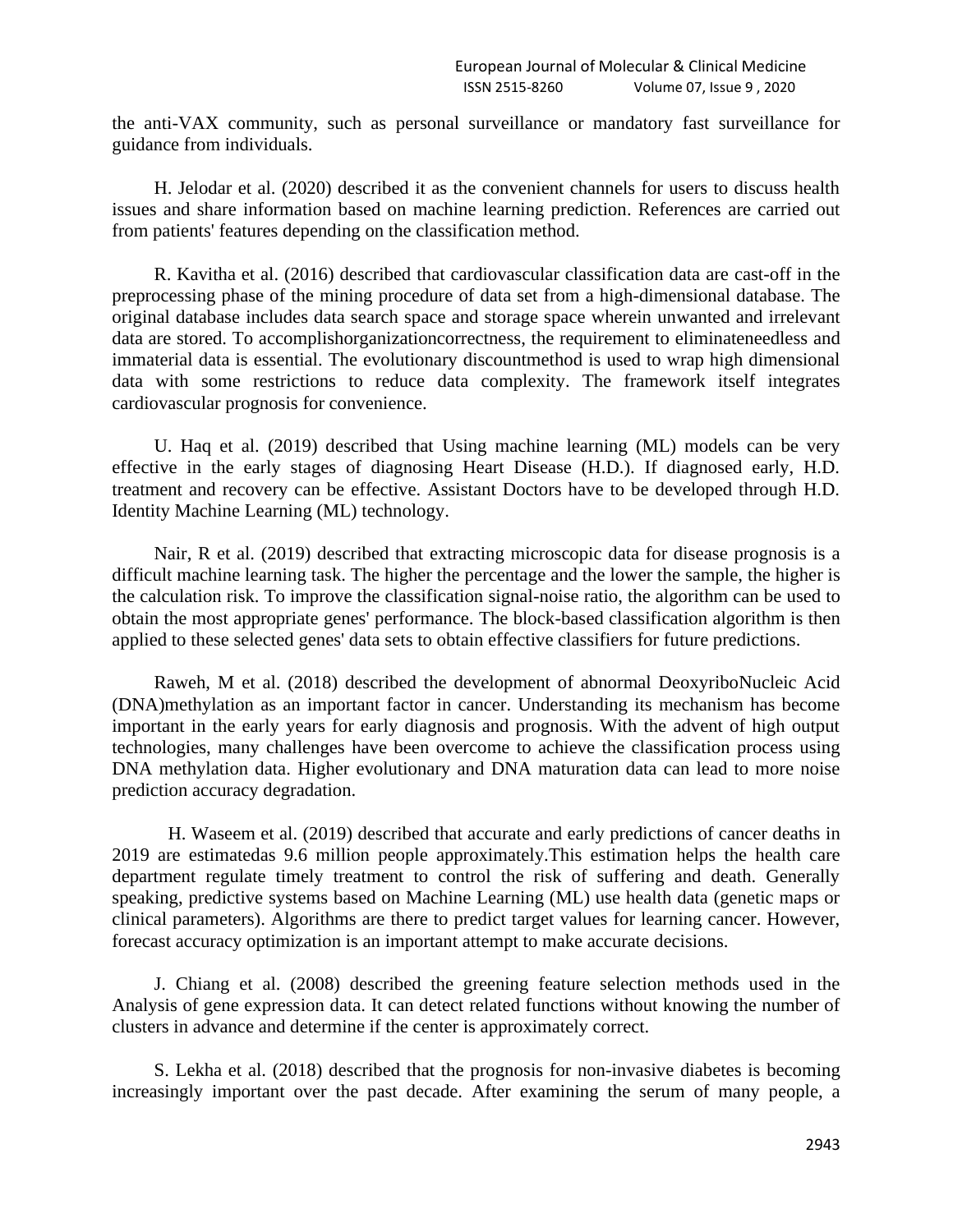the anti-VAX community, such as personal surveillance or mandatory fast surveillance for guidance from individuals.

H. Jelodar et al. (2020) described it as the convenient channels for users to discuss health issues and share information based on machine learning prediction. References are carried out from patients' features depending on the classification method.

R. Kavitha et al. (2016) described that cardiovascular classification data are cast-off in the preprocessing phase of the mining procedure of data set from a high-dimensional database. The original database includes data search space and storage space wherein unwanted and irrelevant data are stored. To accomplishorganizationcorrectness, the requirement to eliminateneedless and immaterial data is essential. The evolutionary discountmethod is used to wrap high dimensional data with some restrictions to reduce data complexity. The framework itself integrates cardiovascular prognosis for convenience.

U. Haq et al. (2019) described that Using machine learning (ML) models can be very effective in the early stages of diagnosing Heart Disease (H.D.). If diagnosed early, H.D. treatment and recovery can be effective. Assistant Doctors have to be developed through H.D. Identity Machine Learning (ML) technology.

Nair, R et al. (2019) described that extracting microscopic data for disease prognosis is a difficult machine learning task. The higher the percentage and the lower the sample, the higher is the calculation risk. To improve the classification signal-noise ratio, the algorithm can be used to obtain the most appropriate genes' performance. The block-based classification algorithm is then applied to these selected genes' data sets to obtain effective classifiers for future predictions.

Raweh, M et al. (2018) described the development of abnormal DeoxyriboNucleic Acid (DNA)methylation as an important factor in cancer. Understanding its mechanism has become important in the early years for early diagnosis and prognosis. With the advent of high output technologies, many challenges have been overcome to achieve the classification process using DNA methylation data. Higher evolutionary and DNA maturation data can lead to more noise prediction accuracy degradation.

H. Waseem et al. (2019) described that accurate and early predictions of cancer deaths in 2019 are estimatedas 9.6 million people approximately.This estimation helps the health care department regulate timely treatment to control the risk of suffering and death. Generally speaking, predictive systems based on Machine Learning (ML) use health data (genetic maps or clinical parameters). Algorithms are there to predict target values for learning cancer. However, forecast accuracy optimization is an important attempt to make accurate decisions.

J. Chiang et al. (2008) described the greening feature selection methods used in the Analysis of gene expression data. It can detect related functions without knowing the number of clusters in advance and determine if the center is approximately correct.

S. Lekha et al. (2018) described that the prognosis for non-invasive diabetes is becoming increasingly important over the past decade. After examining the serum of many people, a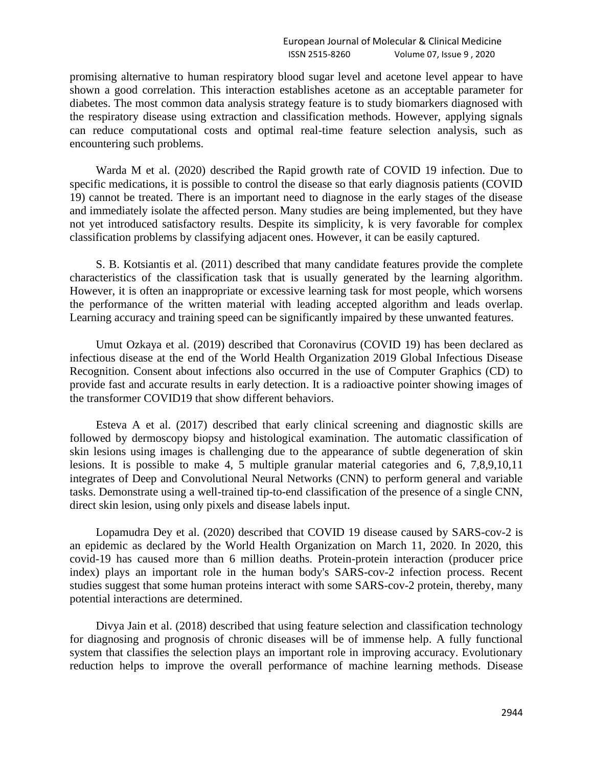promising alternative to human respiratory blood sugar level and acetone level appear to have shown a good correlation. This interaction establishes acetone as an acceptable parameter for diabetes. The most common data analysis strategy feature is to study biomarkers diagnosed with the respiratory disease using extraction and classification methods. However, applying signals can reduce computational costs and optimal real-time feature selection analysis, such as encountering such problems.

Warda M et al. (2020) described the Rapid growth rate of COVID 19 infection. Due to specific medications, it is possible to control the disease so that early diagnosis patients (COVID 19) cannot be treated. There is an important need to diagnose in the early stages of the disease and immediately isolate the affected person. Many studies are being implemented, but they have not yet introduced satisfactory results. Despite its simplicity, k is very favorable for complex classification problems by classifying adjacent ones. However, it can be easily captured.

S. B. Kotsiantis et al. (2011) described that many candidate features provide the complete characteristics of the classification task that is usually generated by the learning algorithm. However, it is often an inappropriate or excessive learning task for most people, which worsens the performance of the written material with leading accepted algorithm and leads overlap. Learning accuracy and training speed can be significantly impaired by these unwanted features.

Umut Ozkaya et al. (2019) described that Coronavirus (COVID 19) has been declared as infectious disease at the end of the World Health Organization 2019 Global Infectious Disease Recognition. Consent about infections also occurred in the use of Computer Graphics (CD) to provide fast and accurate results in early detection. It is a radioactive pointer showing images of the transformer COVID19 that show different behaviors.

Esteva A et al. (2017) described that early clinical screening and diagnostic skills are followed by dermoscopy biopsy and histological examination. The automatic classification of skin lesions using images is challenging due to the appearance of subtle degeneration of skin lesions. It is possible to make 4, 5 multiple granular material categories and 6, 7,8,9,10,11 integrates of Deep and Convolutional Neural Networks (CNN) to perform general and variable tasks. Demonstrate using a well-trained tip-to-end classification of the presence of a single CNN, direct skin lesion, using only pixels and disease labels input.

Lopamudra Dey et al. (2020) described that COVID 19 disease caused by SARS-cov-2 is an epidemic as declared by the World Health Organization on March 11, 2020. In 2020, this covid-19 has caused more than 6 million deaths. Protein-protein interaction (producer price index) plays an important role in the human body's SARS-cov-2 infection process. Recent studies suggest that some human proteins interact with some SARS-cov-2 protein, thereby, many potential interactions are determined.

Divya Jain et al. (2018) described that using feature selection and classification technology for diagnosing and prognosis of chronic diseases will be of immense help. A fully functional system that classifies the selection plays an important role in improving accuracy. Evolutionary reduction helps to improve the overall performance of machine learning methods. Disease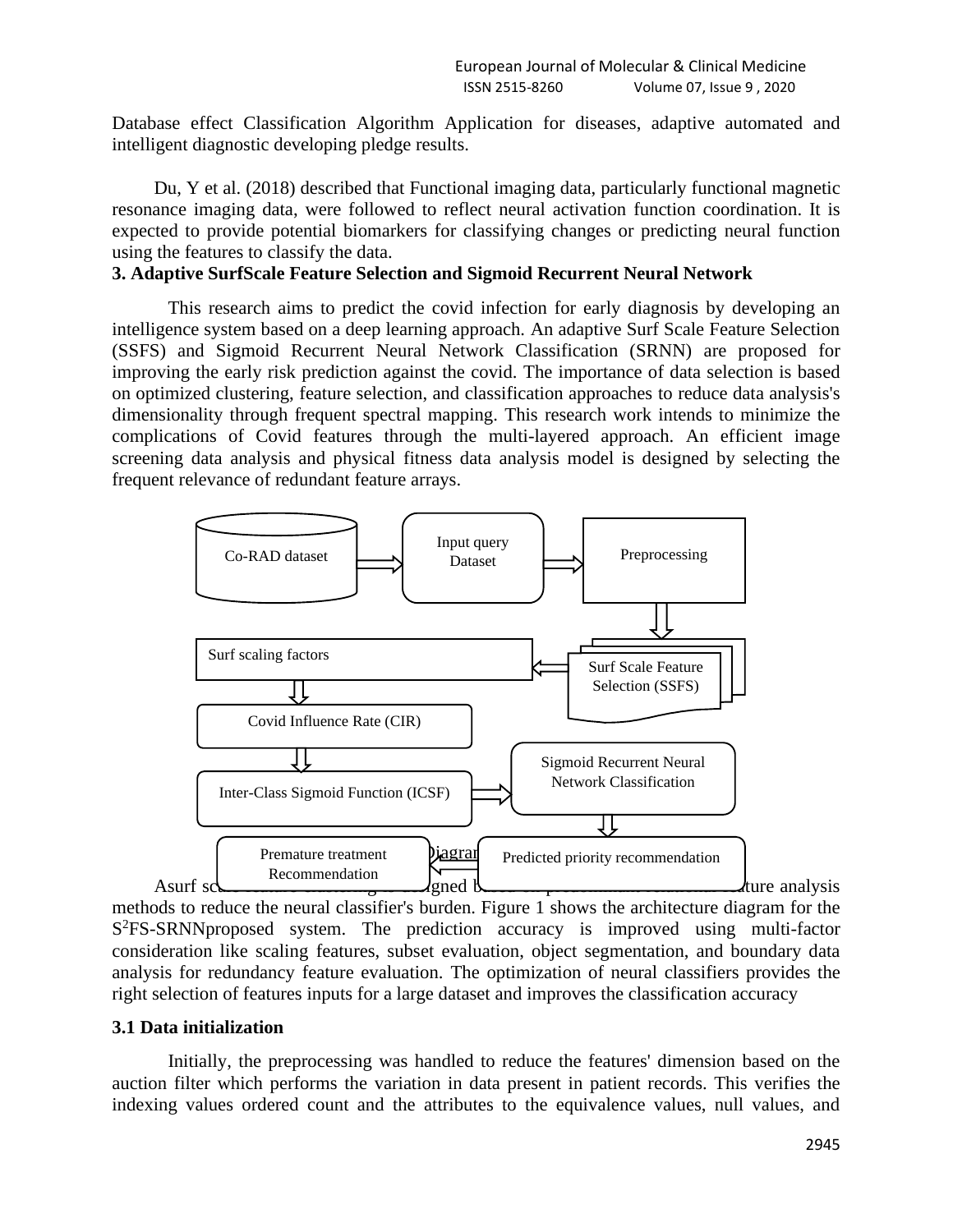Database effect Classification Algorithm Application for diseases, adaptive automated and intelligent diagnostic developing pledge results.

Du, Y et al. (2018) described that Functional imaging data, particularly functional magnetic resonance imaging data, were followed to reflect neural activation function coordination. It is expected to provide potential biomarkers for classifying changes or predicting neural function using the features to classify the data.

### 3. Adaptive SurfScale Feature Selection and Sigmoid Recurrent Neural Network

This research aims to predict the covid infection for early diagnosis by developing an intelligence system based on a deep learning approach. An adaptive Surf Scale Feature Selection (SSFS) and Sigmoid Recurrent Neural Network Classification (SRNN) are proposed for improving the early risk prediction against the covid. The importance of data selection is based on optimized clustering, feature selection, and classification approaches to reduce data analysis's dimensionality through frequent spectral mapping. This research work intends to minimize the complications of Covid features through the multi-layered approach. An efficient image screening data analysis and physical fitness data analysis model is designed by selecting the frequent relevance of redundant feature arrays.

Co-RAD dataset → Input query Dataset → Preprocessing → Surf Scale Feature Selection (SSFS) → Surf scaling factors → Covid Influence Rate (CIR) → Inter-Class Sigmoid Function (ICSF) → Sigmoid Recurrent Neural Network Classification → Predicted priority recommendation → Premature treatment Recommendation

Figure 1: Architecture Diagram

Asurf scale feature clustering is designed based on preeminent relational feature analysis methods to reduce the neural classifier's burden. Figure 1 shows the architecture diagram for the $S^2$FS-SRNNproposed system. The prediction accuracy is improved using multi-factor consideration like scaling features, subset evaluation, object segmentation, and boundary data analysis for redundancy feature evaluation. The optimization of neural classifiers provides the right selection of features inputs for a large dataset and improves the classification accuracy

### 3.1 Data initialization

Initially, the preprocessing was handled to reduce the features' dimension based on the auction filter which performs the variation in data present in patient records. This verifies the indexing values ordered count and the attributes to the equivalence values, null values, and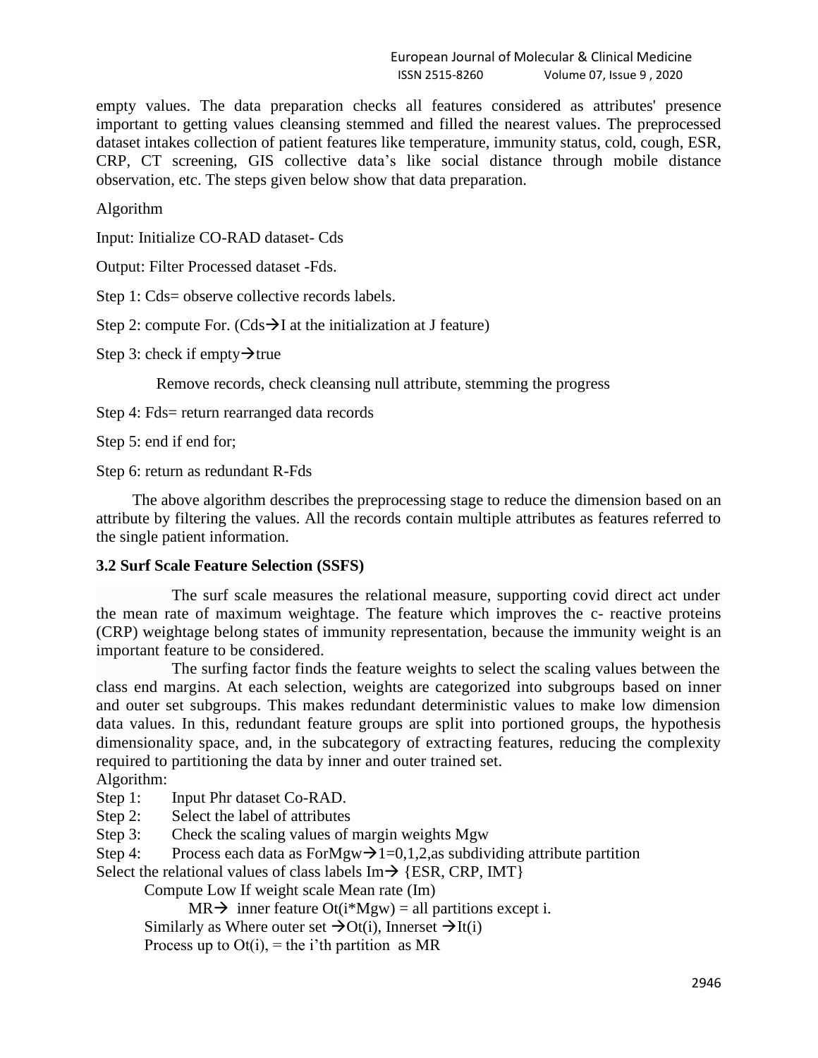empty values. The data preparation checks all features considered as attributes' presence important to getting values cleansing stemmed and filled the nearest values. The preprocessed dataset intakes collection of patient features like temperature, immunity status, cold, cough, ESR, CRP, CT screening, GIS collective data's like social distance through mobile distance observation, etc. The steps given below show that data preparation.

Algorithm

Input: Initialize CO-RAD dataset- Cds

Output: Filter Processed dataset -Fds.

Step 1: Cds= observe collective records labels.

Step 2: compute For. (Cds→I at the initialization at J feature)

Step 3: check if empty→true

Remove records, check cleansing null attribute, stemming the progress

Step 4: Fds= return rearranged data records

Step 5: end if end for;

Step 6: return as redundant R-Fds

The above algorithm describes the preprocessing stage to reduce the dimension based on an attribute by filtering the values. All the records contain multiple attributes as features referred to the single patient information.

### 3.2 Surf Scale Feature Selection (SSFS)

The surf scale measures the relational measure, supporting covid direct act under the mean rate of maximum weightage. The feature which improves the c- reactive proteins (CRP) weightage belong states of immunity representation, because the immunity weight is an important feature to be considered.

The surfing factor finds the feature weights to select the scaling values between the class end margins. At each selection, weights are categorized into subgroups based on inner and outer set subgroups. This makes redundant deterministic values to make low dimension data values. In this, redundant feature groups are split into portioned groups, the hypothesis dimensionality space, and, in the subcategory of extracting features, reducing the complexity required to partitioning the data by inner and outer trained set.

Algorithm:

Step 1: Input Phr dataset Co-RAD.

Step 2: Select the label of attributes

Step 3: Check the scaling values of margin weights Mgw

Step 4: Process each data as ForMgw→1=0,1,2,as subdividing attribute partition

Select the relational values of class labels Im→ {ESR, CRP, IMT}

Compute Low If weight scale Mean rate (Im)

MR→ inner feature Ot(i*Mgw) = all partitions except i.

Similarly as Where outer set →Ot(i), Innerset →It(i)

Process up to Ot(i), = the i'th partition as MR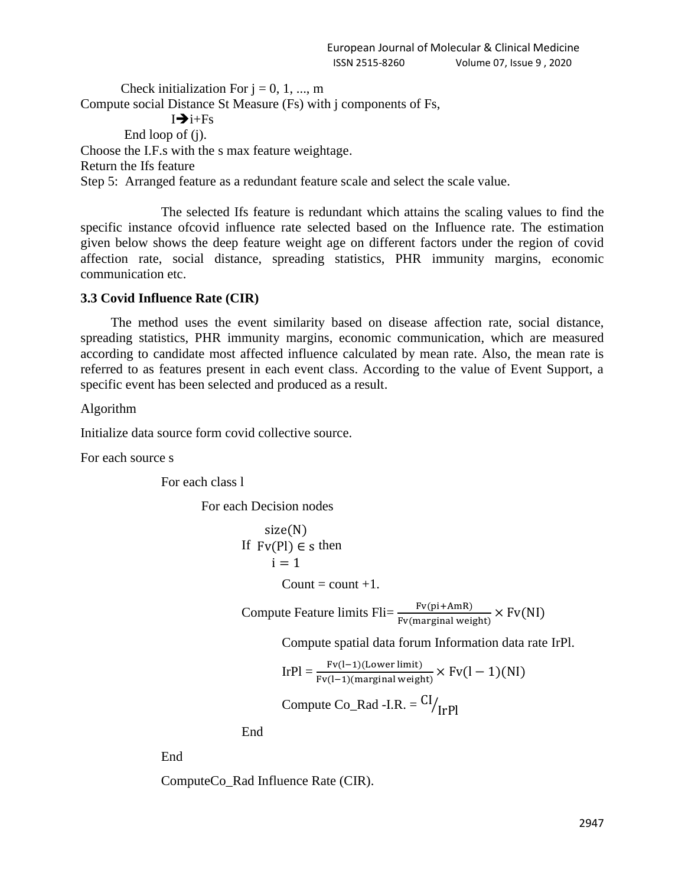Check initialization For j = 0, 1, ..., m

Compute social Distance St Measure (Fs) with j components of Fs,

I➔i+Fs

End loop of (j).

Choose the I.F.s with the s max feature weightage.

Return the Ifs feature

Step 5: Arranged feature as a redundant feature scale and select the scale value.

The selected Ifs feature is redundant which attains the scaling values to find the specific instance ofcovid influence rate selected based on the Influence rate. The estimation given below shows the deep feature weight age on different factors under the region of covid affection rate, social distance, spreading statistics, PHR immunity margins, economic communication etc.

### 3.3 Covid Influence Rate (CIR)

The method uses the event similarity based on disease affection rate, social distance, spreading statistics, PHR immunity margins, economic communication, which are measured according to candidate most affected influence calculated by mean rate. Also, the mean rate is referred to as features present in each event class. According to the value of Event Support, a specific event has been selected and produced as a result.

Algorithm

Initialize data source form covid collective source.

For each source s

For each class l

For each Decision nodes

If $\sum_{i=1}^{size(N)} Fv(Pl) \in s$ then

Count = count +1.

Compute Feature limits Fli= $\frac{Fv(pi+AmR)}{Fv(marginal\ weight)} \times Fv(NI)$

Compute spatial data forum Information data rate IrPl.

IrPl = $\frac{Fv(l-1)(Lower\ limit)}{Fv(l-1)(marginal\ weight)} \times Fv(l-1)(NI)$

Compute Co_Rad -I.R. = $^{CI}/_{IrPl}$

End

End

ComputeCo_Rad Influence Rate (CIR).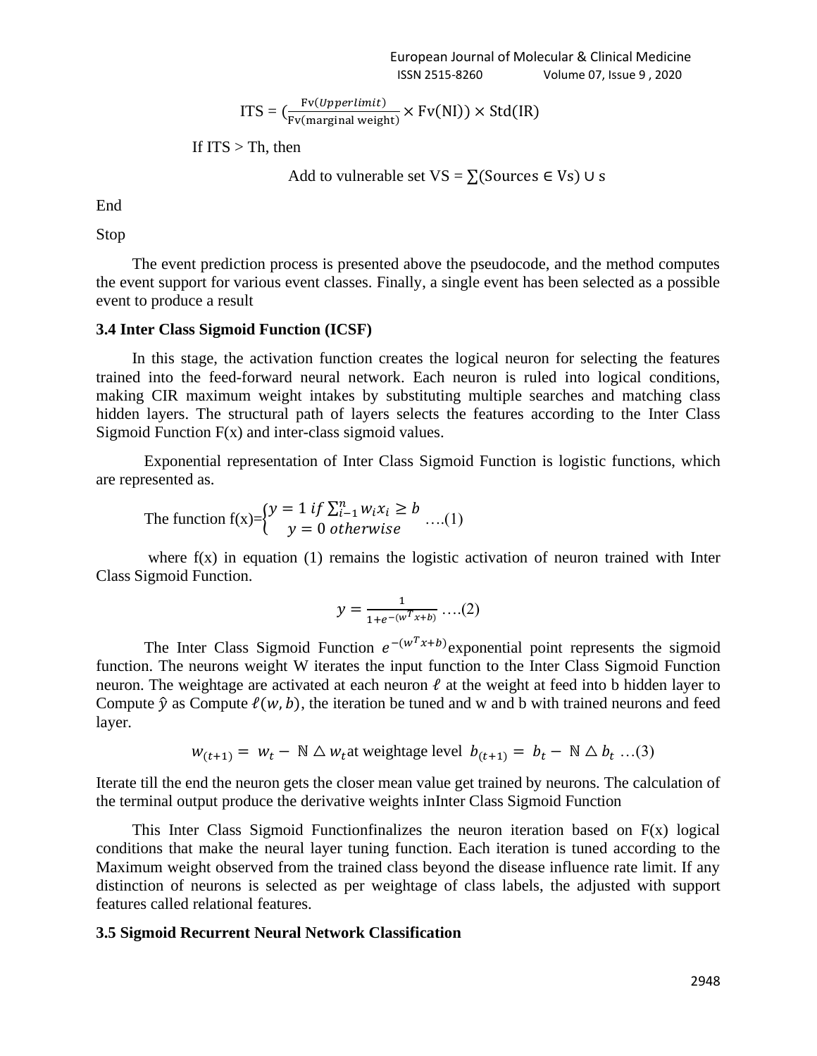$$\text{ITS} = \left(\frac{\text{Fv}(Upperlimit)}{\text{Fv(marginal weight)}} \times \text{Fv(NI)}\right) \times \text{Std(IR)}$$

If ITS > Th, then

Add to vulnerable set $\text{VS} = \sum(\text{Sources} \in \text{Vs}) \cup \text{s}$

End

Stop

The event prediction process is presented above the pseudocode, and the method computes the event support for various event classes. Finally, a single event has been selected as a possible event to produce a result

### 3.4 Inter Class Sigmoid Function (ICSF)

In this stage, the activation function creates the logical neuron for selecting the features trained into the feed-forward neural network. Each neuron is ruled into logical conditions, making CIR maximum weight intakes by substituting multiple searches and matching class hidden layers. The structural path of layers selects the features according to the Inter Class Sigmoid Function F(x) and inter-class sigmoid values.

Exponential representation of Inter Class Sigmoid Function is logistic functions, which are represented as.

The function $f(x)=\begin{cases} y = 1 \; if \sum_{i-1}^{n} w_i x_i \geq b \\ y = 0 \; otherwise \end{cases}$ ….(1)

where f(x) in equation (1) remains the logistic activation of neuron trained with Inter Class Sigmoid Function.

$$y = \frac{1}{1+e^{-(w^T x+b)}} \text{ ….(2)}$$

The Inter Class Sigmoid Function $e^{-(w^T x+b)}$ exponential point represents the sigmoid function. The neurons weight W iterates the input function to the Inter Class Sigmoid Function neuron. The weightage are activated at each neuron $\ell$ at the weight at feed into b hidden layer to Compute $\hat{y}$ as Compute $\ell(w, b)$, the iteration be tuned and w and b with trained neurons and feed layer.

$$w_{(t+1)} = w_t - \mathbb{N} \triangle w_t \text{ at weightage level } b_{(t+1)} = b_t - \mathbb{N} \triangle b_t \text{ …(3)}$$

Iterate till the end the neuron gets the closer mean value get trained by neurons. The calculation of the terminal output produce the derivative weights inInter Class Sigmoid Function

This Inter Class Sigmoid Functionfinalizes the neuron iteration based on F(x) logical conditions that make the neural layer tuning function. Each iteration is tuned according to the Maximum weight observed from the trained class beyond the disease influence rate limit. If any distinction of neurons is selected as per weightage of class labels, the adjusted with support features called relational features.

### 3.5 Sigmoid Recurrent Neural Network Classification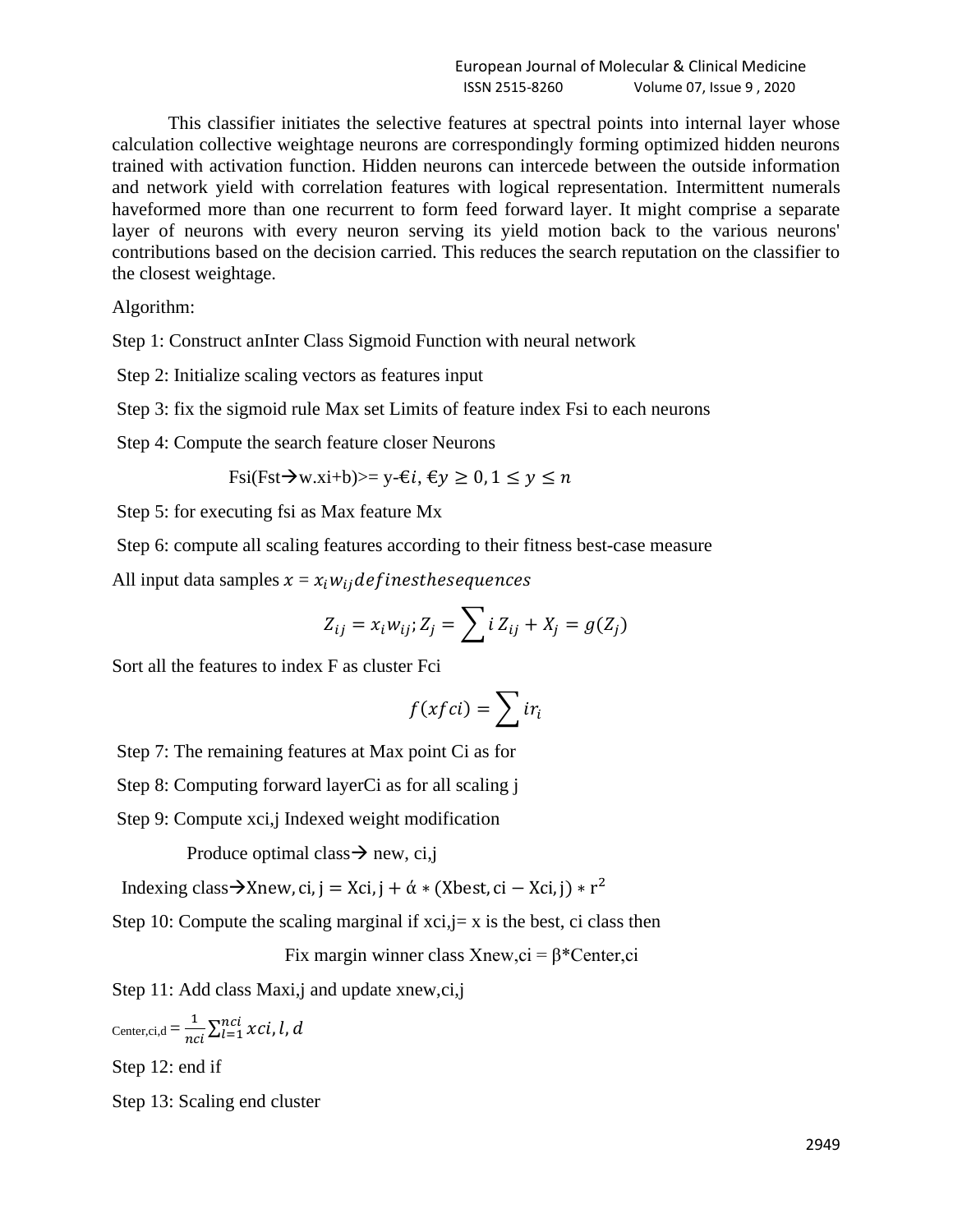This classifier initiates the selective features at spectral points into internal layer whose calculation collective weightage neurons are correspondingly forming optimized hidden neurons trained with activation function. Hidden neurons can intercede between the outside information and network yield with correlation features with logical representation. Intermittent numerals haveformed more than one recurrent to form feed forward layer. It might comprise a separate layer of neurons with every neuron serving its yield motion back to the various neurons' contributions based on the decision carried. This reduces the search reputation on the classifier to the closest weightage.

Algorithm:

Step 1: Construct anInter Class Sigmoid Function with neural network

Step 2: Initialize scaling vectors as features input

Step 3: fix the sigmoid rule Max set Limits of feature index Fsi to each neurons

Step 4: Compute the search feature closer Neurons

Fsi(Fst→w.xi+b)>= y-$€i$, $€y \geq 0, 1 \leq y \leq n$

Step 5: for executing fsi as Max feature Mx

Step 6: compute all scaling features according to their fitness best-case measure

All input data samples $x = x_i w_{ij} definesthesequences$

$$Z_{ij} = x_i w_{ij}; Z_j = \sum i \, Z_{ij} + X_j = g(Z_j)$$

Sort all the features to index F as cluster Fci

$$f(xfci) = \sum ir_i$$

Step 7: The remaining features at Max point Ci as for

Step 8: Computing forward layerCi as for all scaling j

Step 9: Compute xci,j Indexed weight modification

Produce optimal class→ new, ci,j

Indexing class→$\mathrm{Xnew, ci, j = Xci, j + ά * (Xbest, ci - Xci, j) * r^2}$

Step 10: Compute the scaling marginal if xci,j= x is the best, ci class then

Fix margin winner class Xnew,ci = β*Center,ci

Step 11: Add class Maxi,j and update xnew,ci,j

Center,ci,d $= \frac{1}{nci} \sum_{l=1}^{nci} xci, l, d$

Step 12: end if

Step 13: Scaling end cluster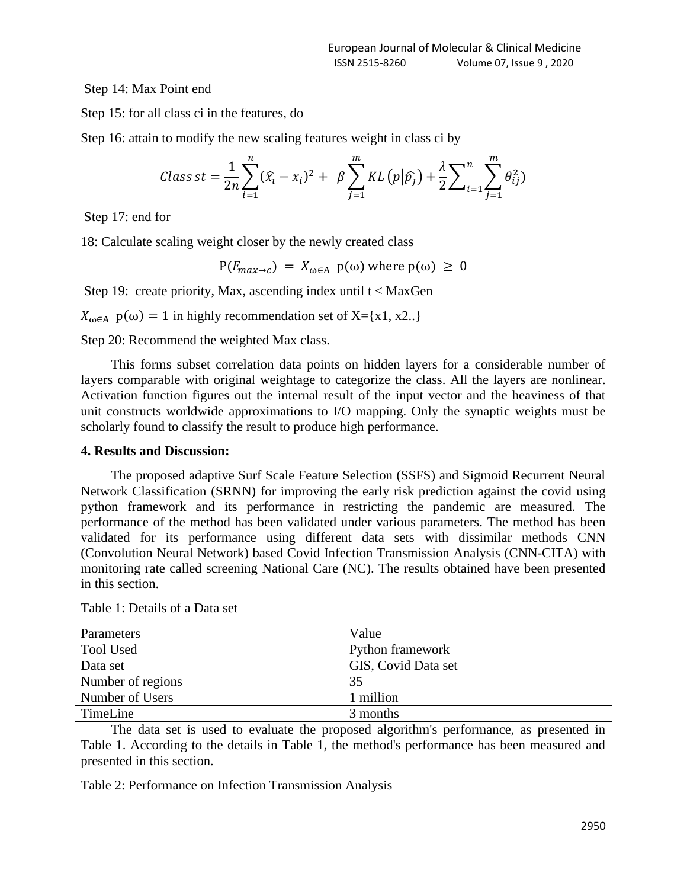Step 14: Max Point end

Step 15: for all class ci in the features, do

Step 16: attain to modify the new scaling features weight in class ci by

$$Class\,st = \frac{1}{2n}\sum_{i=1}^{n}(\widehat{x_i} - x_i)^2 + \beta\sum_{j=1}^{m} KL\left(p|\widehat{p_j}\right) + \frac{\lambda}{2}\sum_{i=1}^{n}\sum_{j=1}^{m}\theta_{ij}^2)$$

Step 17: end for

18: Calculate scaling weight closer by the newly created class

$$\mathrm{P}(F_{max\to c}) = X_{\omega\in\mathrm{A}}\ \mathrm{p}(\omega)\text{ where }\mathrm{p}(\omega) \geq 0$$

Step 19: create priority, Max, ascending index until t < MaxGen

$X_{\omega\in\mathrm{A}}\ \mathrm{p}(\omega) = 1$ in highly recommendation set of X={x1, x2..}

Step 20: Recommend the weighted Max class.

This forms subset correlation data points on hidden layers for a considerable number of layers comparable with original weightage to categorize the class. All the layers are nonlinear. Activation function figures out the internal result of the input vector and the heaviness of that unit constructs worldwide approximations to I/O mapping. Only the synaptic weights must be scholarly found to classify the result to produce high performance.

**4. Results and Discussion:**

The proposed adaptive Surf Scale Feature Selection (SSFS) and Sigmoid Recurrent Neural Network Classification (SRNN) for improving the early risk prediction against the covid using python framework and its performance in restricting the pandemic are measured. The performance of the method has been validated under various parameters. The method has been validated for its performance using different data sets with dissimilar methods CNN (Convolution Neural Network) based Covid Infection Transmission Analysis (CNN-CITA) with monitoring rate called screening National Care (NC). The results obtained have been presented in this section.

Table 1: Details of a Data set

| Parameters | Value |
|---|---|
| Tool Used | Python framework |
| Data set | GIS, Covid Data set |
| Number of regions | 35 |
| Number of Users | 1 million |
| TimeLine | 3 months |

The data set is used to evaluate the proposed algorithm's performance, as presented in Table 1. According to the details in Table 1, the method's performance has been measured and presented in this section.

Table 2: Performance on Infection Transmission Analysis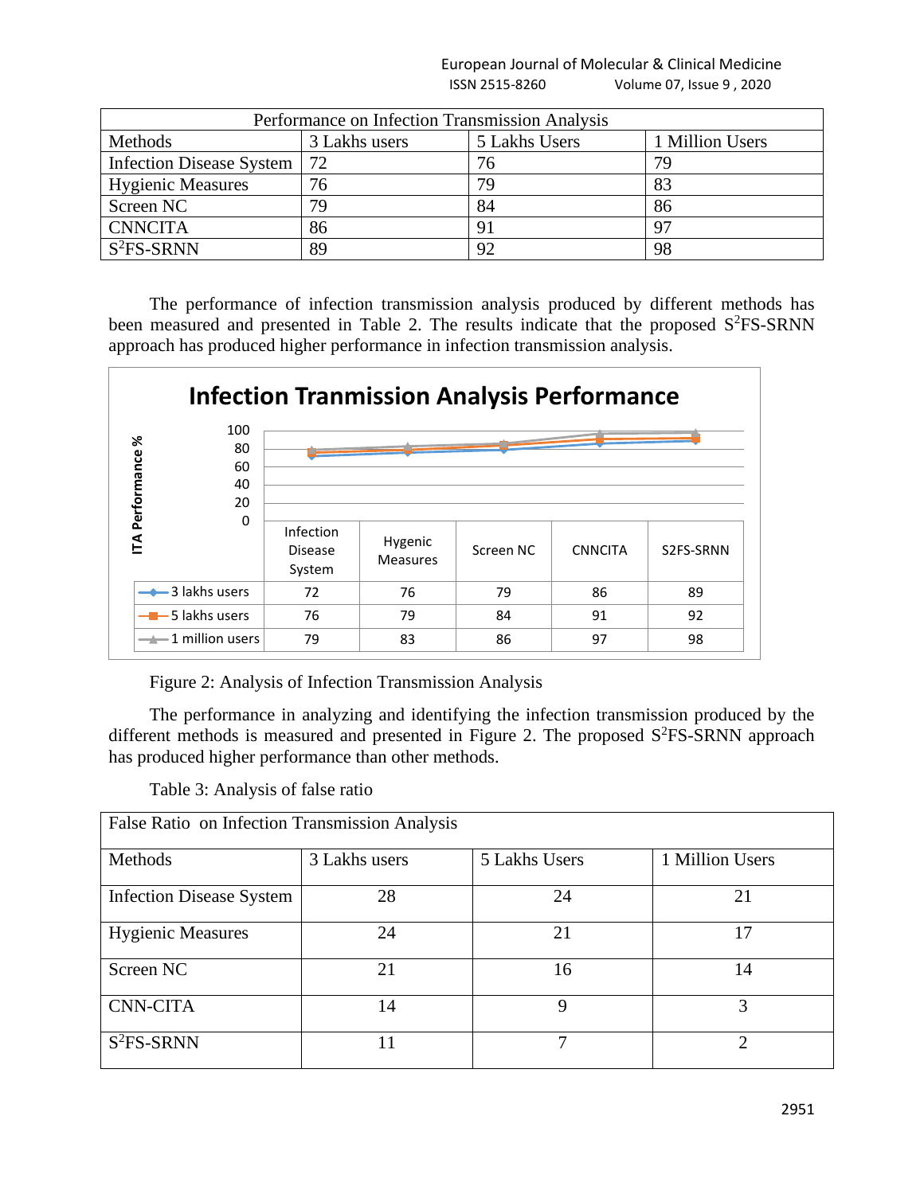| Performance on Infection Transmission Analysis | | | |
|---|---|---|---|
| Methods | 3 Lakhs users | 5 Lakhs Users | 1 Million Users |
| Infection Disease System | 72 | 76 | 79 |
| Hygienic Measures | 76 | 79 | 83 |
| Screen NC | 79 | 84 | 86 |
| CNNCITA | 86 | 91 | 97 |
| $S^2$FS-SRNN | 89 | 92 | 98 |

The performance of infection transmission analysis produced by different methods has been measured and presented in Table 2. The results indicate that the proposed $S^2$FS-SRNN approach has produced higher performance in infection transmission analysis.

**Infection Tranmission Analysis Performance**

| | Infection Disease System | Hygenic Measures | Screen NC | CNNCITA | S2FS-SRNN |
|---|---|---|---|---|---|
| 3 lakhs users | 72 | 76 | 79 | 86 | 89 |
| 5 lakhs users | 76 | 79 | 84 | 91 | 92 |
| 1 million users | 79 | 83 | 86 | 97 | 98 |

Figure 2: Analysis of Infection Transmission Analysis

The performance in analyzing and identifying the infection transmission produced by the different methods is measured and presented in Figure 2. The proposed $S^2$FS-SRNN approach has produced higher performance than other methods.

Table 3: Analysis of false ratio

| False Ratio on Infection Transmission Analysis | | | |
|---|---|---|---|
| Methods | 3 Lakhs users | 5 Lakhs Users | 1 Million Users |
| Infection Disease System | 28 | 24 | 21 |
| Hygienic Measures | 24 | 21 | 17 |
| Screen NC | 21 | 16 | 14 |
| CNN-CITA | 14 | 9 | 3 |
| $S^2$FS-SRNN | 11 | 7 | 2 |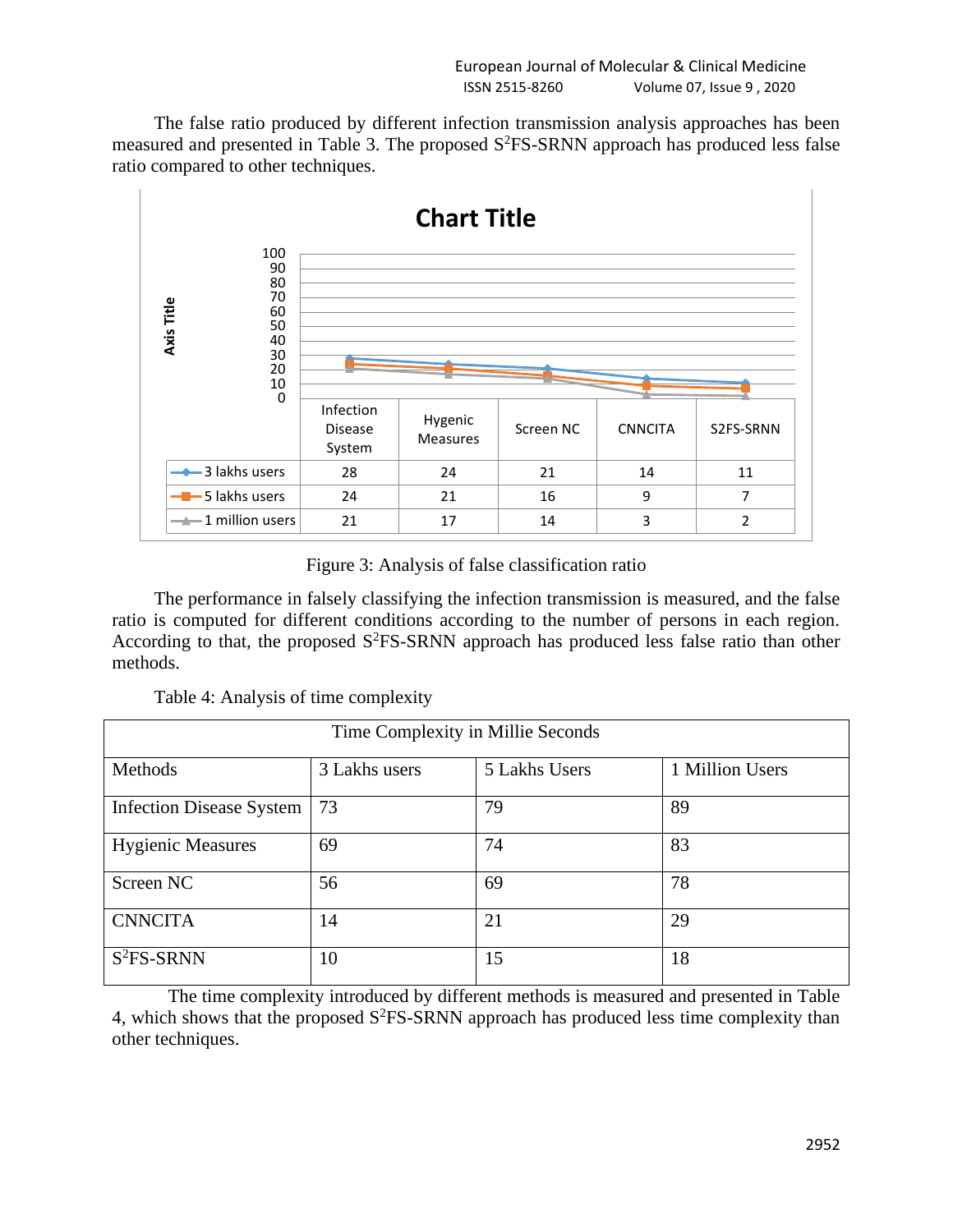The false ratio produced by different infection transmission analysis approaches has been measured and presented in Table 3. The proposed $S^2$FS-SRNN approach has produced less false ratio compared to other techniques.

**Chart Title**

| | Infection Disease System | Hygenic Measures | Screen NC | CNNCITA | S2FS-SRNN |
|---|---|---|---|---|---|
| 3 lakhs users | 28 | 24 | 21 | 14 | 11 |
| 5 lakhs users | 24 | 21 | 16 | 9 | 7 |
| 1 million users | 21 | 17 | 14 | 3 | 2 |

Figure 3: Analysis of false classification ratio

The performance in falsely classifying the infection transmission is measured, and the false ratio is computed for different conditions according to the number of persons in each region. According to that, the proposed $S^2$FS-SRNN approach has produced less false ratio than other methods.

Table 4: Analysis of time complexity

| Time Complexity in Millie Seconds | | | |
|---|---|---|---|
| Methods | 3 Lakhs users | 5 Lakhs Users | 1 Million Users |
| Infection Disease System | 73 | 79 | 89 |
| Hygienic Measures | 69 | 74 | 83 |
| Screen NC | 56 | 69 | 78 |
| CNNCITA | 14 | 21 | 29 |
| $S^2$FS-SRNN | 10 | 15 | 18 |

The time complexity introduced by different methods is measured and presented in Table 4, which shows that the proposed $S^2$FS-SRNN approach has produced less time complexity than other techniques.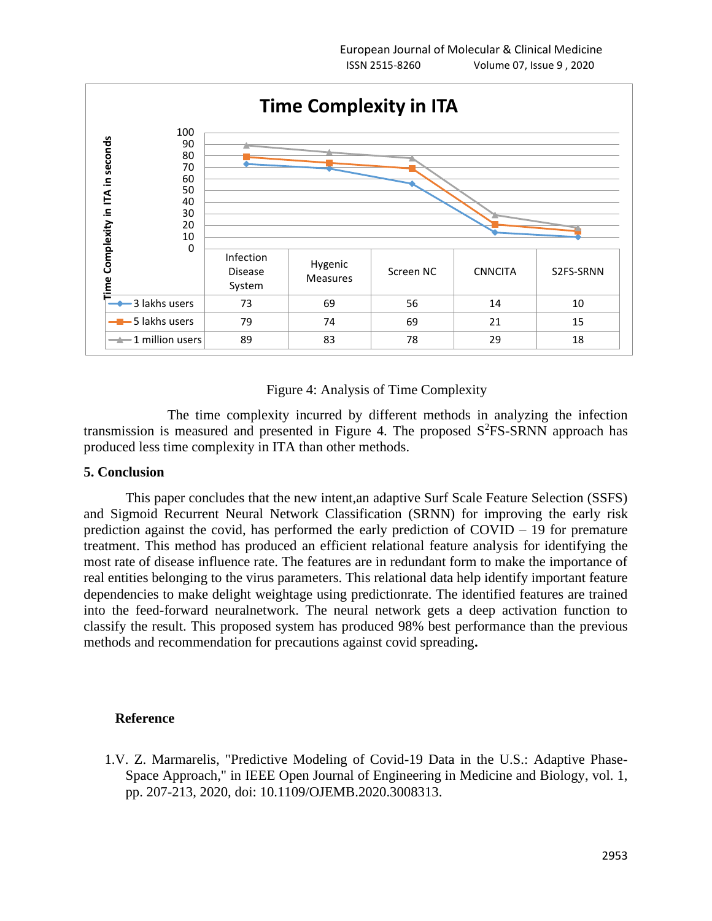**Time Complexity in ITA**

| Time Complexity in ITA in seconds | Infection Disease System | Hygenic Measures | Screen NC | CNNCITA | S2FS-SRNN |
|---|---|---|---|---|---|
| 3 lakhs users | 73 | 69 | 56 | 14 | 10 |
| 5 lakhs users | 79 | 74 | 69 | 21 | 15 |
| 1 million users | 89 | 83 | 78 | 29 | 18 |

Figure 4: Analysis of Time Complexity

The time complexity incurred by different methods in analyzing the infection transmission is measured and presented in Figure 4. The proposed $S^2$FS-SRNN approach has produced less time complexity in ITA than other methods.

## 5. Conclusion

This paper concludes that the new intent,an adaptive Surf Scale Feature Selection (SSFS) and Sigmoid Recurrent Neural Network Classification (SRNN) for improving the early risk prediction against the covid, has performed the early prediction of COVID – 19 for premature treatment. This method has produced an efficient relational feature analysis for identifying the most rate of disease influence rate. The features are in redundant form to make the importance of real entities belonging to the virus parameters. This relational data help identify important feature dependencies to make delight weightage using predictionrate. The identified features are trained into the feed-forward neuralnetwork. The neural network gets a deep activation function to classify the result. This proposed system has produced 98% best performance than the previous methods and recommendation for precautions against covid spreading**.**

## Reference

1. V. Z. Marmarelis, "Predictive Modeling of Covid-19 Data in the U.S.: Adaptive Phase-Space Approach," in IEEE Open Journal of Engineering in Medicine and Biology, vol. 1, pp. 207-213, 2020, doi: 10.1109/OJEMB.2020.3008313.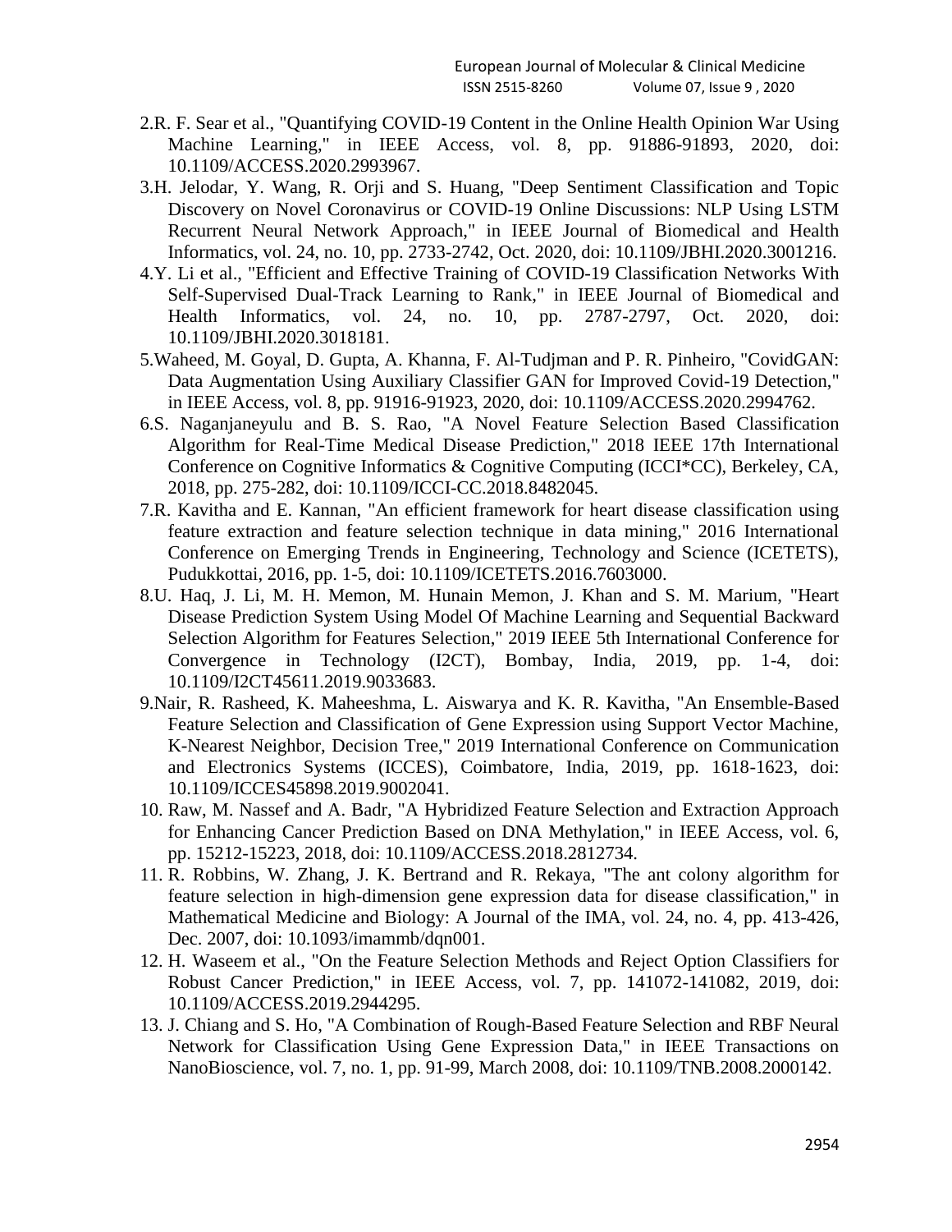2.R. F. Sear et al., "Quantifying COVID-19 Content in the Online Health Opinion War Using Machine Learning," in IEEE Access, vol. 8, pp. 91886-91893, 2020, doi: 10.1109/ACCESS.2020.2993967.

3.H. Jelodar, Y. Wang, R. Orji and S. Huang, "Deep Sentiment Classification and Topic Discovery on Novel Coronavirus or COVID-19 Online Discussions: NLP Using LSTM Recurrent Neural Network Approach," in IEEE Journal of Biomedical and Health Informatics, vol. 24, no. 10, pp. 2733-2742, Oct. 2020, doi: 10.1109/JBHI.2020.3001216.

4.Y. Li et al., "Efficient and Effective Training of COVID-19 Classification Networks With Self-Supervised Dual-Track Learning to Rank," in IEEE Journal of Biomedical and Health Informatics, vol. 24, no. 10, pp. 2787-2797, Oct. 2020, doi: 10.1109/JBHI.2020.3018181.

5.Waheed, M. Goyal, D. Gupta, A. Khanna, F. Al-Tudjman and P. R. Pinheiro, "CovidGAN: Data Augmentation Using Auxiliary Classifier GAN for Improved Covid-19 Detection," in IEEE Access, vol. 8, pp. 91916-91923, 2020, doi: 10.1109/ACCESS.2020.2994762.

6.S. Naganjaneyulu and B. S. Rao, "A Novel Feature Selection Based Classification Algorithm for Real-Time Medical Disease Prediction," 2018 IEEE 17th International Conference on Cognitive Informatics & Cognitive Computing (ICCI*CC), Berkeley, CA, 2018, pp. 275-282, doi: 10.1109/ICCI-CC.2018.8482045.

7.R. Kavitha and E. Kannan, "An efficient framework for heart disease classification using feature extraction and feature selection technique in data mining," 2016 International Conference on Emerging Trends in Engineering, Technology and Science (ICETETS), Pudukkottai, 2016, pp. 1-5, doi: 10.1109/ICETETS.2016.7603000.

8.U. Haq, J. Li, M. H. Memon, M. Hunain Memon, J. Khan and S. M. Marium, "Heart Disease Prediction System Using Model Of Machine Learning and Sequential Backward Selection Algorithm for Features Selection," 2019 IEEE 5th International Conference for Convergence in Technology (I2CT), Bombay, India, 2019, pp. 1-4, doi: 10.1109/I2CT45611.2019.9033683.

9.Nair, R. Rasheed, K. Maheeshma, L. Aiswarya and K. R. Kavitha, "An Ensemble-Based Feature Selection and Classification of Gene Expression using Support Vector Machine, K-Nearest Neighbor, Decision Tree," 2019 International Conference on Communication and Electronics Systems (ICCES), Coimbatore, India, 2019, pp. 1618-1623, doi: 10.1109/ICCES45898.2019.9002041.

10. Raw, M. Nassef and A. Badr, "A Hybridized Feature Selection and Extraction Approach for Enhancing Cancer Prediction Based on DNA Methylation," in IEEE Access, vol. 6, pp. 15212-15223, 2018, doi: 10.1109/ACCESS.2018.2812734.

11. R. Robbins, W. Zhang, J. K. Bertrand and R. Rekaya, "The ant colony algorithm for feature selection in high-dimension gene expression data for disease classification," in Mathematical Medicine and Biology: A Journal of the IMA, vol. 24, no. 4, pp. 413-426, Dec. 2007, doi: 10.1093/imammb/dqn001.

12. H. Waseem et al., "On the Feature Selection Methods and Reject Option Classifiers for Robust Cancer Prediction," in IEEE Access, vol. 7, pp. 141072-141082, 2019, doi: 10.1109/ACCESS.2019.2944295.

13. J. Chiang and S. Ho, "A Combination of Rough-Based Feature Selection and RBF Neural Network for Classification Using Gene Expression Data," in IEEE Transactions on NanoBioscience, vol. 7, no. 1, pp. 91-99, March 2008, doi: 10.1109/TNB.2008.2000142.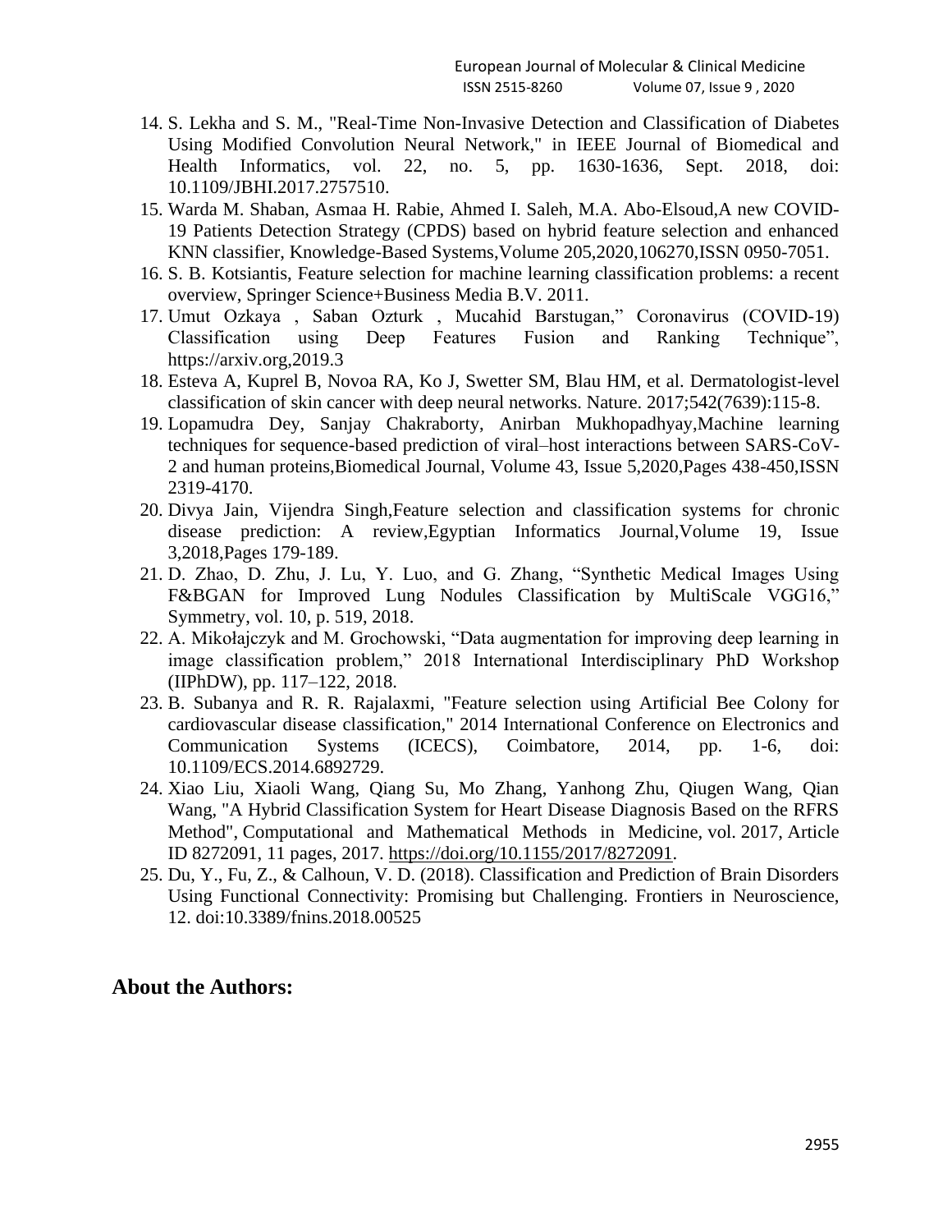14. S. Lekha and S. M., "Real-Time Non-Invasive Detection and Classification of Diabetes Using Modified Convolution Neural Network," in IEEE Journal of Biomedical and Health Informatics, vol. 22, no. 5, pp. 1630-1636, Sept. 2018, doi: 10.1109/JBHI.2017.2757510.
15. Warda M. Shaban, Asmaa H. Rabie, Ahmed I. Saleh, M.A. Abo-Elsoud,A new COVID-19 Patients Detection Strategy (CPDS) based on hybrid feature selection and enhanced KNN classifier, Knowledge-Based Systems,Volume 205,2020,106270,ISSN 0950-7051.
16. S. B. Kotsiantis, Feature selection for machine learning classification problems: a recent overview, Springer Science+Business Media B.V. 2011.
17. Umut Ozkaya , Saban Ozturk , Mucahid Barstugan," Coronavirus (COVID-19) Classification using Deep Features Fusion and Ranking Technique", https://arxiv.org,2019.3
18. Esteva A, Kuprel B, Novoa RA, Ko J, Swetter SM, Blau HM, et al. Dermatologist-level classification of skin cancer with deep neural networks. Nature. 2017;542(7639):115-8.
19. Lopamudra Dey, Sanjay Chakraborty, Anirban Mukhopadhyay,Machine learning techniques for sequence-based prediction of viral–host interactions between SARS-CoV-2 and human proteins,Biomedical Journal, Volume 43, Issue 5,2020,Pages 438-450,ISSN 2319-4170.
20. Divya Jain, Vijendra Singh,Feature selection and classification systems for chronic disease prediction: A review,Egyptian Informatics Journal,Volume 19, Issue 3,2018,Pages 179-189.
21. D. Zhao, D. Zhu, J. Lu, Y. Luo, and G. Zhang, "Synthetic Medical Images Using F&BGAN for Improved Lung Nodules Classification by MultiScale VGG16," Symmetry, vol. 10, p. 519, 2018.
22. A. Mikołajczyk and M. Grochowski, "Data augmentation for improving deep learning in image classification problem," 2018 International Interdisciplinary PhD Workshop (IIPhDW), pp. 117–122, 2018.
23. B. Subanya and R. R. Rajalaxmi, "Feature selection using Artificial Bee Colony for cardiovascular disease classification," 2014 International Conference on Electronics and Communication Systems (ICECS), Coimbatore, 2014, pp. 1-6, doi: 10.1109/ECS.2014.6892729.
24. Xiao Liu, Xiaoli Wang, Qiang Su, Mo Zhang, Yanhong Zhu, Qiugen Wang, Qian Wang, "A Hybrid Classification System for Heart Disease Diagnosis Based on the RFRS Method", Computational and Mathematical Methods in Medicine, vol. 2017, Article ID 8272091, 11 pages, 2017. https://doi.org/10.1155/2017/8272091.
25. Du, Y., Fu, Z., & Calhoun, V. D. (2018). Classification and Prediction of Brain Disorders Using Functional Connectivity: Promising but Challenging. Frontiers in Neuroscience, 12. doi:10.3389/fnins.2018.00525

## About the Authors: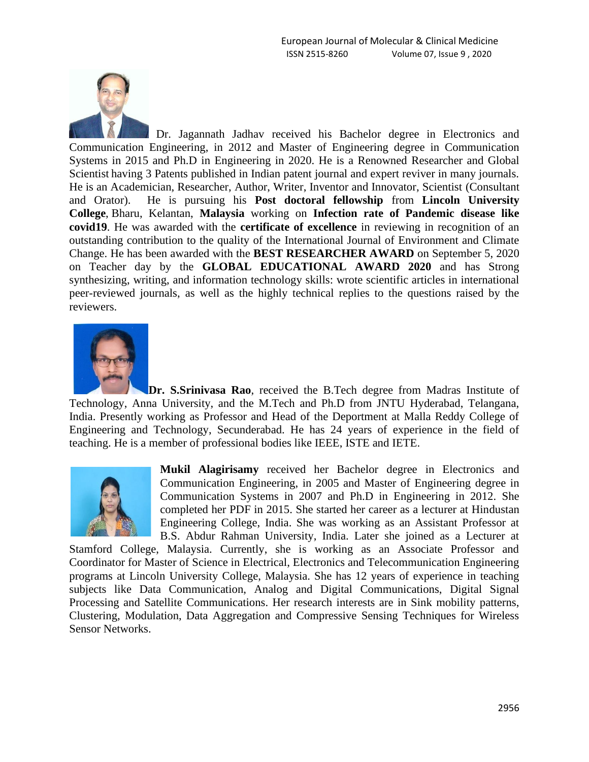Dr. Jagannath Jadhav received his Bachelor degree in Electronics and Communication Engineering, in 2012 and Master of Engineering degree in Communication Systems in 2015 and Ph.D in Engineering in 2020. He is a Renowned Researcher and Global Scientist having 3 Patents published in Indian patent journal and expert reviver in many journals. He is an Academician, Researcher, Author, Writer, Inventor and Innovator, Scientist (Consultant and Orator). He is pursuing his **Post doctoral fellowship** from **Lincoln University College**, Bharu, Kelantan, **Malaysia** working on **Infection rate of Pandemic disease like covid19**. He was awarded with the **certificate of excellence** in reviewing in recognition of an outstanding contribution to the quality of the International Journal of Environment and Climate Change. He has been awarded with the **BEST RESEARCHER AWARD** on September 5, 2020 on Teacher day by the **GLOBAL EDUCATIONAL AWARD 2020** and has Strong synthesizing, writing, and information technology skills: wrote scientific articles in international peer-reviewed journals, as well as the highly technical replies to the questions raised by the reviewers.

**Dr. S.Srinivasa Rao**, received the B.Tech degree from Madras Institute of Technology, Anna University, and the M.Tech and Ph.D from JNTU Hyderabad, Telangana, India. Presently working as Professor and Head of the Deportment at Malla Reddy College of Engineering and Technology, Secunderabad. He has 24 years of experience in the field of teaching. He is a member of professional bodies like IEEE, ISTE and IETE.

**Mukil Alagirisamy** received her Bachelor degree in Electronics and Communication Engineering, in 2005 and Master of Engineering degree in Communication Systems in 2007 and Ph.D in Engineering in 2012. She completed her PDF in 2015. She started her career as a lecturer at Hindustan Engineering College, India. She was working as an Assistant Professor at B.S. Abdur Rahman University, India. Later she joined as a Lecturer at Stamford College, Malaysia. Currently, she is working as an Associate Professor and Coordinator for Master of Science in Electrical, Electronics and Telecommunication Engineering programs at Lincoln University College, Malaysia. She has 12 years of experience in teaching subjects like Data Communication, Analog and Digital Communications, Digital Signal Processing and Satellite Communications. Her research interests are in Sink mobility patterns, Clustering, Modulation, Data Aggregation and Compressive Sensing Techniques for Wireless Sensor Networks.